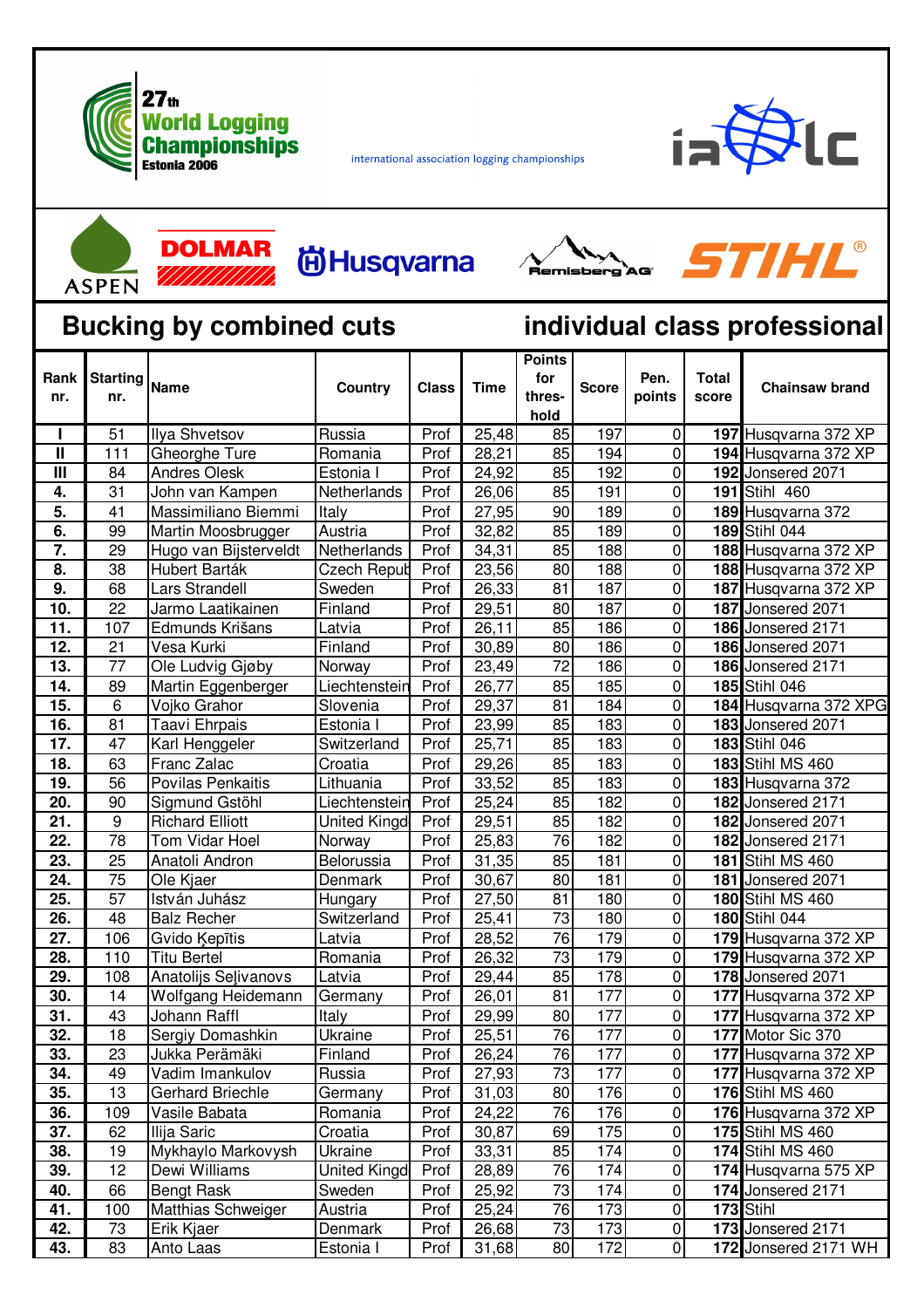27th World Logging Championships Estonia 2006

international association logging championships

ialc

ASPEN · DOLMAR · Husqvarna · Remisberg AG · STIHL

## Bucking by combined cuts — individual class professional

| Rank nr. | Starting nr. | Name | Country | Class | Time | Points for thres-hold | Score | Pen. points | Total score | Chainsaw brand |
|---|---|---|---|---|---|---|---|---|---|---|
| I | 51 | Ilya Shvetsov | Russia | Prof | 25,48 | 85 | 197 | 0 | **197** | Husqvarna 372 XP |
| II | 111 | Gheorghe Ture | Romania | Prof | 28,21 | 85 | 194 | 0 | **194** | Husqvarna 372 XP |
| III | 84 | Andres Olesk | Estonia I | Prof | 24,92 | 85 | 192 | 0 | **192** | Jonsered 2071 |
| 4. | 31 | John van Kampen | Netherlands | Prof | 26,06 | 85 | 191 | 0 | **191** | Stihl 460 |
| 5. | 41 | Massimiliano Biemmi | Italy | Prof | 27,95 | 90 | 189 | 0 | **189** | Husqvarna 372 |
| 6. | 99 | Martin Moosbrugger | Austria | Prof | 32,82 | 85 | 189 | 0 | **189** | Stihl 044 |
| 7. | 29 | Hugo van Bijsterveldt | Netherlands | Prof | 34,31 | 85 | 188 | 0 | **188** | Husqvarna 372 XP |
| 8. | 38 | Hubert Barták | Czech Repub | Prof | 23,56 | 80 | 188 | 0 | **188** | Husqvarna 372 XP |
| 9. | 68 | Lars Strandell | Sweden | Prof | 26,33 | 81 | 187 | 0 | **187** | Husqvarna 372 XP |
| 10. | 22 | Jarmo Laatikainen | Finland | Prof | 29,51 | 80 | 187 | 0 | **187** | Jonsered 2071 |
| 11. | 107 | Edmunds Krišans | Latvia | Prof | 26,11 | 85 | 186 | 0 | **186** | Jonsered 2171 |
| 12. | 21 | Vesa Kurki | Finland | Prof | 30,89 | 80 | 186 | 0 | **186** | Jonsered 2071 |
| 13. | 77 | Ole Ludvig Gjøby | Norway | Prof | 23,49 | 72 | 186 | 0 | **186** | Jonsered 2171 |
| 14. | 89 | Martin Eggenberger | Liechtenstein | Prof | 26,77 | 85 | 185 | 0 | **185** | Stihl 046 |
| 15. | 6 | Vojko Grahor | Slovenia | Prof | 29,37 | 81 | 184 | 0 | **184** | Husqvarna 372 XPG |
| 16. | 81 | Taavi Ehrpais | Estonia I | Prof | 23,99 | 85 | 183 | 0 | **183** | Jonsered 2071 |
| 17. | 47 | Karl Henggeler | Switzerland | Prof | 25,71 | 85 | 183 | 0 | **183** | Stihl 046 |
| 18. | 63 | Franc Zalac | Croatia | Prof | 29,26 | 85 | 183 | 0 | **183** | Stihl MS 460 |
| 19. | 56 | Povilas Penkaitis | Lithuania | Prof | 33,52 | 85 | 183 | 0 | **183** | Husqvarna 372 |
| 20. | 90 | Sigmund Gstöhl | Liechtenstein | Prof | 25,24 | 85 | 182 | 0 | **182** | Jonsered 2171 |
| 21. | 9 | Richard Elliott | United Kingd | Prof | 29,51 | 85 | 182 | 0 | **182** | Jonsered 2071 |
| 22. | 78 | Tom Vidar Hoel | Norway | Prof | 25,83 | 76 | 182 | 0 | **182** | Jonsered 2171 |
| 23. | 25 | Anatoli Andron | Belorussia | Prof | 31,35 | 85 | 181 | 0 | **181** | Stihl MS 460 |
| 24. | 75 | Ole Kjaer | Denmark | Prof | 30,67 | 80 | 181 | 0 | **181** | Jonsered 2071 |
| 25. | 57 | István Juhász | Hungary | Prof | 27,50 | 81 | 180 | 0 | **180** | Stihl MS 460 |
| 26. | 48 | Balz Recher | Switzerland | Prof | 25,41 | 73 | 180 | 0 | **180** | Stihl 044 |
| 27. | 106 | Gvido Ķepītis | Latvia | Prof | 28,52 | 76 | 179 | 0 | **179** | Husqvarna 372 XP |
| 28. | 110 | Titu Bertel | Romania | Prof | 26,32 | 73 | 179 | 0 | **179** | Husqvarna 372 XP |
| 29. | 108 | Anatolijs Seļivanovs | Latvia | Prof | 29,44 | 85 | 178 | 0 | **178** | Jonsered 2071 |
| 30. | 14 | Wolfgang Heidemann | Germany | Prof | 26,01 | 81 | 177 | 0 | **177** | Husqvarna 372 XP |
| 31. | 43 | Johann Raffl | Italy | Prof | 29,99 | 80 | 177 | 0 | **177** | Husqvarna 372 XP |
| 32. | 18 | Sergiy Domashkin | Ukraine | Prof | 25,51 | 76 | 177 | 0 | **177** | Motor Sic 370 |
| 33. | 23 | Jukka Perämäki | Finland | Prof | 26,24 | 76 | 177 | 0 | **177** | Husqvarna 372 XP |
| 34. | 49 | Vadim Imankulov | Russia | Prof | 27,93 | 73 | 177 | 0 | **177** | Husqvarna 372 XP |
| 35. | 13 | Gerhard Briechle | Germany | Prof | 31,03 | 80 | 176 | 0 | **176** | Stihl MS 460 |
| 36. | 109 | Vasile Babata | Romania | Prof | 24,22 | 76 | 176 | 0 | **176** | Husqvarna 372 XP |
| 37. | 62 | Ilija Saric | Croatia | Prof | 30,87 | 69 | 175 | 0 | **175** | Stihl MS 460 |
| 38. | 19 | Mykhaylo Markovysh | Ukraine | Prof | 33,31 | 85 | 174 | 0 | **174** | Stihl MS 460 |
| 39. | 12 | Dewi Williams | United Kingd | Prof | 28,89 | 76 | 174 | 0 | **174** | Husqvarna 575 XP |
| 40. | 66 | Bengt Rask | Sweden | Prof | 25,92 | 73 | 174 | 0 | **174** | Jonsered 2171 |
| 41. | 100 | Matthias Schweiger | Austria | Prof | 25,24 | 76 | 173 | 0 | **173** | Stihl |
| 42. | 73 | Erik Kjaer | Denmark | Prof | 26,68 | 73 | 173 | 0 | **173** | Jonsered 2171 |
| 43. | 83 | Anto Laas | Estonia I | Prof | 31,68 | 80 | 172 | 0 | **172** | Jonsered 2171 WH |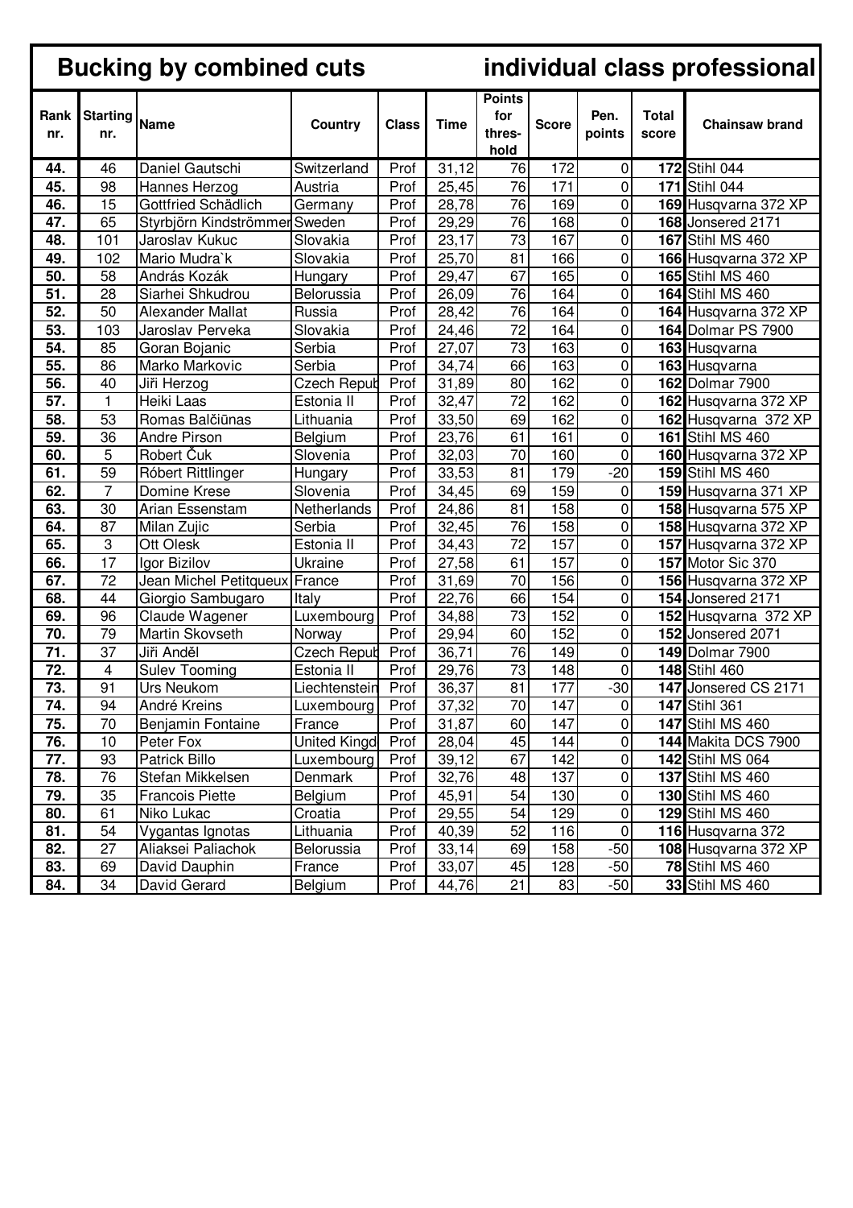## Bucking by combined cuts — individual class professional

| Rank nr. | Starting nr. | Name | Country | Class | Time | Points for thres-hold | Score | Pen. points | Total score | Chainsaw brand |
|---|---|---|---|---|---|---|---|---|---|---|
| 44. | 46 | Daniel Gautschi | Switzerland | Prof | 31,12 | 76 | 172 | 0 | 172 | Stihl 044 |
| 45. | 98 | Hannes Herzog | Austria | Prof | 25,45 | 76 | 171 | 0 | 171 | Stihl 044 |
| 46. | 15 | Gottfried Schädlich | Germany | Prof | 28,78 | 76 | 169 | 0 | 169 | Husqvarna 372 XP |
| 47. | 65 | Styrbjörn Kindströmmer | Sweden | Prof | 29,29 | 76 | 168 | 0 | 168 | Jonsered 2171 |
| 48. | 101 | Jaroslav Kukuc | Slovakia | Prof | 23,17 | 73 | 167 | 0 | 167 | Stihl MS 460 |
| 49. | 102 | Mario Mudra`k | Slovakia | Prof | 25,70 | 81 | 166 | 0 | 166 | Husqvarna 372 XP |
| 50. | 58 | András Kozák | Hungary | Prof | 29,47 | 67 | 165 | 0 | 165 | Stihl MS 460 |
| 51. | 28 | Siarhei Shkudrou | Belorussia | Prof | 26,09 | 76 | 164 | 0 | 164 | Stihl MS 460 |
| 52. | 50 | Alexander Mallat | Russia | Prof | 28,42 | 76 | 164 | 0 | 164 | Husqvarna 372 XP |
| 53. | 103 | Jaroslav Perveka | Slovakia | Prof | 24,46 | 72 | 164 | 0 | 164 | Dolmar PS 7900 |
| 54. | 85 | Goran Bojanic | Serbia | Prof | 27,07 | 73 | 163 | 0 | 163 | Husqvarna |
| 55. | 86 | Marko Markovic | Serbia | Prof | 34,74 | 66 | 163 | 0 | 163 | Husqvarna |
| 56. | 40 | Jiři Herzog | Czech Repub | Prof | 31,89 | 80 | 162 | 0 | 162 | Dolmar 7900 |
| 57. | 1 | Heiki Laas | Estonia II | Prof | 32,47 | 72 | 162 | 0 | 162 | Husqvarna 372 XP |
| 58. | 53 | Romas Balčiūnas | Lithuania | Prof | 33,50 | 69 | 162 | 0 | 162 | Husqvarna 372 XP |
| 59. | 36 | Andre Pirson | Belgium | Prof | 23,76 | 61 | 161 | 0 | 161 | Stihl MS 460 |
| 60. | 5 | Robert Čuk | Slovenia | Prof | 32,03 | 70 | 160 | 0 | 160 | Husqvarna 372 XP |
| 61. | 59 | Róbert Rittlinger | Hungary | Prof | 33,53 | 81 | 179 | -20 | 159 | Stihl MS 460 |
| 62. | 7 | Domine Krese | Slovenia | Prof | 34,45 | 69 | 159 | 0 | 159 | Husqvarna 371 XP |
| 63. | 30 | Arian Essenstam | Netherlands | Prof | 24,86 | 81 | 158 | 0 | 158 | Husqvarna 575 XP |
| 64. | 87 | Milan Zujic | Serbia | Prof | 32,45 | 76 | 158 | 0 | 158 | Husqvarna 372 XP |
| 65. | 3 | Ott Olesk | Estonia II | Prof | 34,43 | 72 | 157 | 0 | 157 | Husqvarna 372 XP |
| 66. | 17 | Igor Bizilov | Ukraine | Prof | 27,58 | 61 | 157 | 0 | 157 | Motor Sic 370 |
| 67. | 72 | Jean Michel Petitqueux | France | Prof | 31,69 | 70 | 156 | 0 | 156 | Husqvarna 372 XP |
| 68. | 44 | Giorgio Sambugaro | Italy | Prof | 22,76 | 66 | 154 | 0 | 154 | Jonsered 2171 |
| 69. | 96 | Claude Wagener | Luxembourg | Prof | 34,88 | 73 | 152 | 0 | 152 | Husqvarna 372 XP |
| 70. | 79 | Martin Skovseth | Norway | Prof | 29,94 | 60 | 152 | 0 | 152 | Jonsered 2071 |
| 71. | 37 | Jiři Anděl | Czech Repub | Prof | 36,71 | 76 | 149 | 0 | 149 | Dolmar 7900 |
| 72. | 4 | Sulev Tooming | Estonia II | Prof | 29,76 | 73 | 148 | 0 | 148 | Stihl 460 |
| 73. | 91 | Urs Neukom | Liechtenstein | Prof | 36,37 | 81 | 177 | -30 | 147 | Jonsered CS 2171 |
| 74. | 94 | André Kreins | Luxembourg | Prof | 37,32 | 70 | 147 | 0 | 147 | Stihl 361 |
| 75. | 70 | Benjamin Fontaine | France | Prof | 31,87 | 60 | 147 | 0 | 147 | Stihl MS 460 |
| 76. | 10 | Peter Fox | United Kingd | Prof | 28,04 | 45 | 144 | 0 | 144 | Makita DCS 7900 |
| 77. | 93 | Patrick Billo | Luxembourg | Prof | 39,12 | 67 | 142 | 0 | 142 | Stihl MS 064 |
| 78. | 76 | Stefan Mikkelsen | Denmark | Prof | 32,76 | 48 | 137 | 0 | 137 | Stihl MS 460 |
| 79. | 35 | Francois Piette | Belgium | Prof | 45,91 | 54 | 130 | 0 | 130 | Stihl MS 460 |
| 80. | 61 | Niko Lukac | Croatia | Prof | 29,55 | 54 | 129 | 0 | 129 | Stihl MS 460 |
| 81. | 54 | Vygantas Ignotas | Lithuania | Prof | 40,39 | 52 | 116 | 0 | 116 | Husqvarna 372 |
| 82. | 27 | Aliaksei Paliachok | Belorussia | Prof | 33,14 | 69 | 158 | -50 | 108 | Husqvarna 372 XP |
| 83. | 69 | David Dauphin | France | Prof | 33,07 | 45 | 128 | -50 | 78 | Stihl MS 460 |
| 84. | 34 | David Gerard | Belgium | Prof | 44,76 | 21 | 83 | -50 | 33 | Stihl MS 460 |